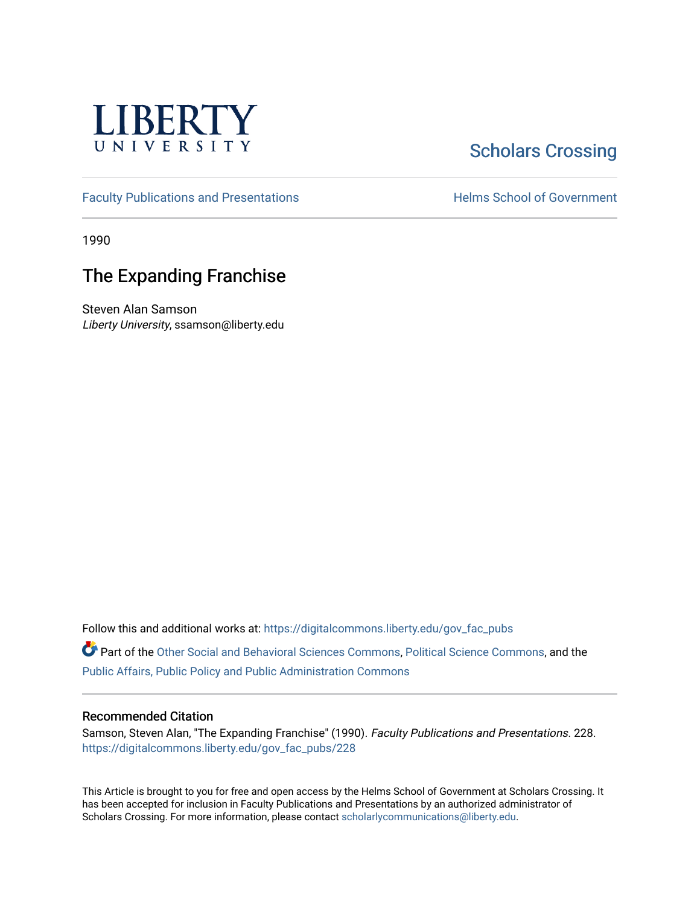LIBERTY UNIVERSITY

Scholars Crossing

Faculty Publications and Presentations

Helms School of Government

1990

# The Expanding Franchise

Steven Alan Samson
*Liberty University*, ssamson@liberty.edu

Follow this and additional works at: https://digitalcommons.liberty.edu/gov_fac_pubs

Part of the Other Social and Behavioral Sciences Commons, Political Science Commons, and the Public Affairs, Public Policy and Public Administration Commons

## Recommended Citation

Samson, Steven Alan, "The Expanding Franchise" (1990). *Faculty Publications and Presentations*. 228.
https://digitalcommons.liberty.edu/gov_fac_pubs/228

This Article is brought to you for free and open access by the Helms School of Government at Scholars Crossing. It has been accepted for inclusion in Faculty Publications and Presentations by an authorized administrator of Scholars Crossing. For more information, please contact scholarlycommunications@liberty.edu.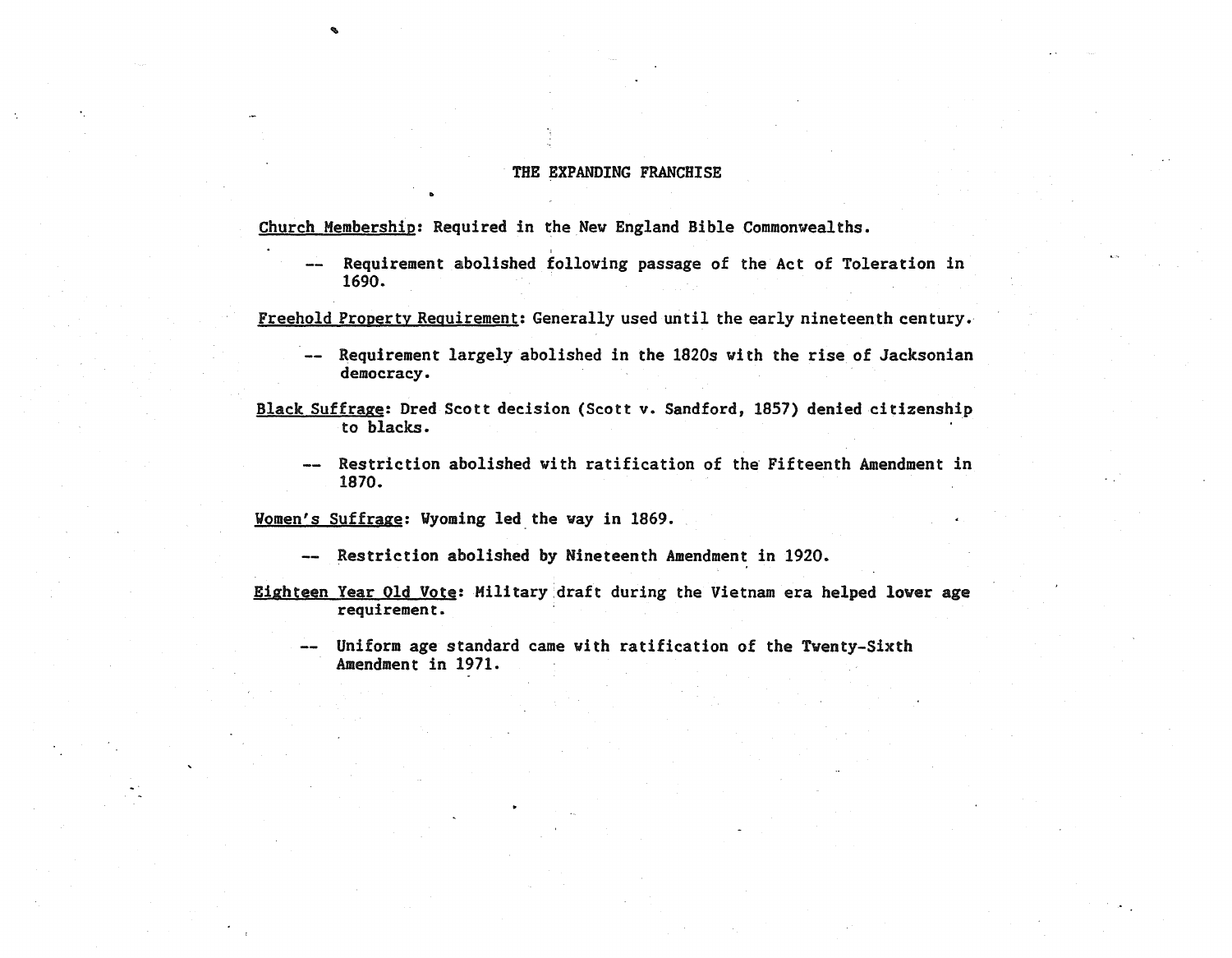# THE EXPANDING FRANCHISE

Church Membership: Required in the New England Bible Commonwealths.

- -- Requirement abolished following passage of the Act of Toleration in 1690.

Freehold Property Requirement: Generally used until the early nineteenth century.

- -- Requirement largely abolished in the 1820s with the rise of Jacksonian democracy.

Black Suffrage: Dred Scott decision (Scott v. Sandford, 1857) denied citizenship to blacks.

- -- Restriction abolished with ratification of the Fifteenth Amendment in 1870.

Women's Suffrage: Wyoming led the way in 1869.

- -- Restriction abolished by Nineteenth Amendment in 1920.

Eighteen Year Old Vote: Military draft during the Vietnam era helped lower age requirement.

- -- Uniform age standard came with ratification of the Twenty-Sixth Amendment in 1971.